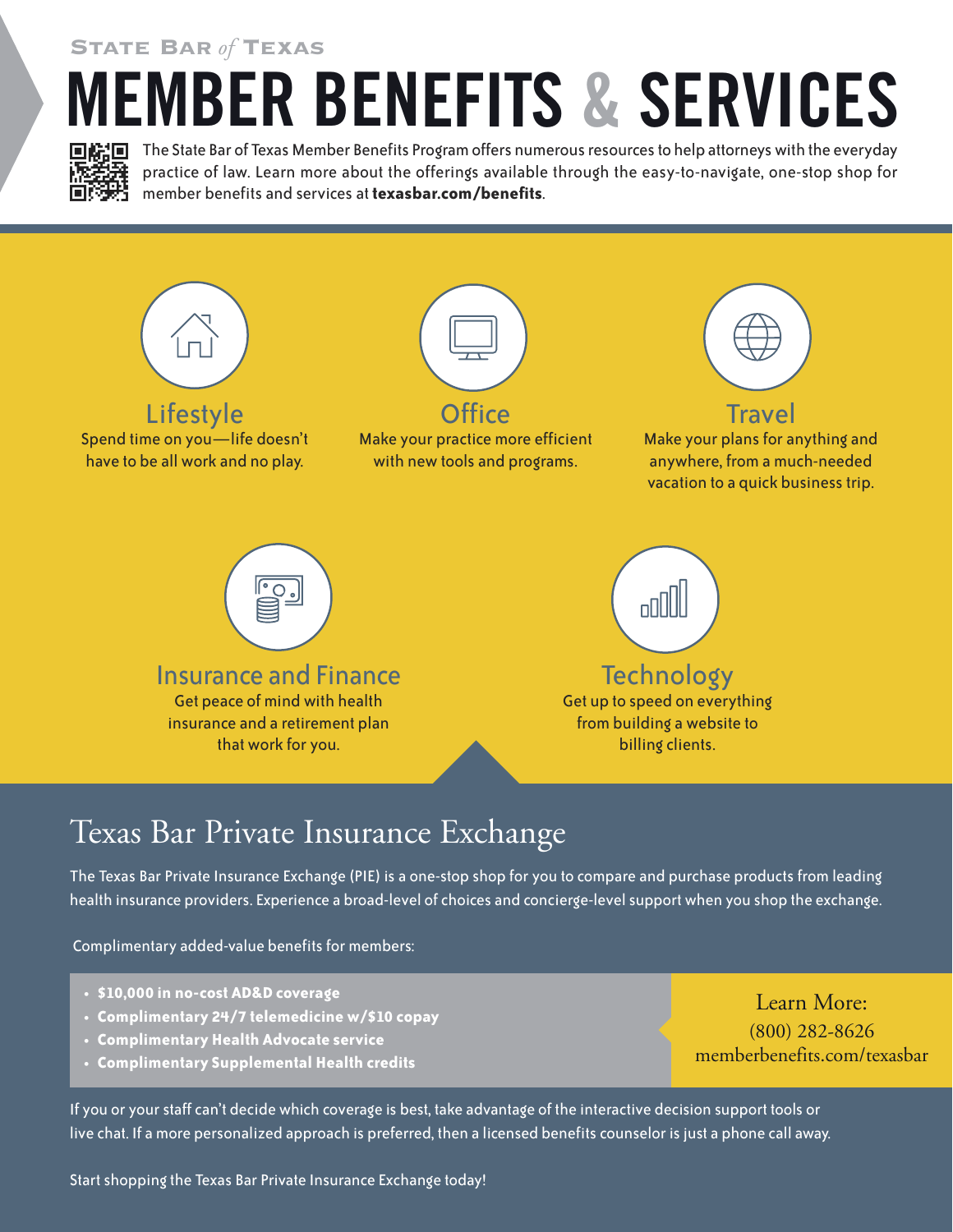STATE BAR *of* TEXAS

# MEMBER BENEFITS & SERVICES

The State Bar of Texas Member Benefits Program offers numerous resources to help attorneys with the everyday practice of law. Learn more about the offerings available through the easy-to-navigate, one-stop shop for member benefits and services at **texasbar.com/benefits**.

### Lifestyle

Spend time on you—life doesn't have to be all work and no play.

### Office

Make your practice more efficient with new tools and programs.

### Travel

Make your plans for anything and anywhere, from a much-needed vacation to a quick business trip.

### Insurance and Finance

Get peace of mind with health insurance and a retirement plan that work for you.

### Technology

Get up to speed on everything from building a website to billing clients.

## Texas Bar Private Insurance Exchange

The Texas Bar Private Insurance Exchange (PIE) is a one-stop shop for you to compare and purchase products from leading health insurance providers. Experience a broad-level of choices and concierge-level support when you shop the exchange.

Complimentary added-value benefits for members:

- **$10,000 in no-cost AD&D coverage**
- **Complimentary 24/7 telemedicine w/$10 copay**
- **Complimentary Health Advocate service**
- **Complimentary Supplemental Health credits**

Learn More:
(800) 282-8626
memberbenefits.com/texasbar

If you or your staff can't decide which coverage is best, take advantage of the interactive decision support tools or live chat. If a more personalized approach is preferred, then a licensed benefits counselor is just a phone call away.

Start shopping the Texas Bar Private Insurance Exchange today!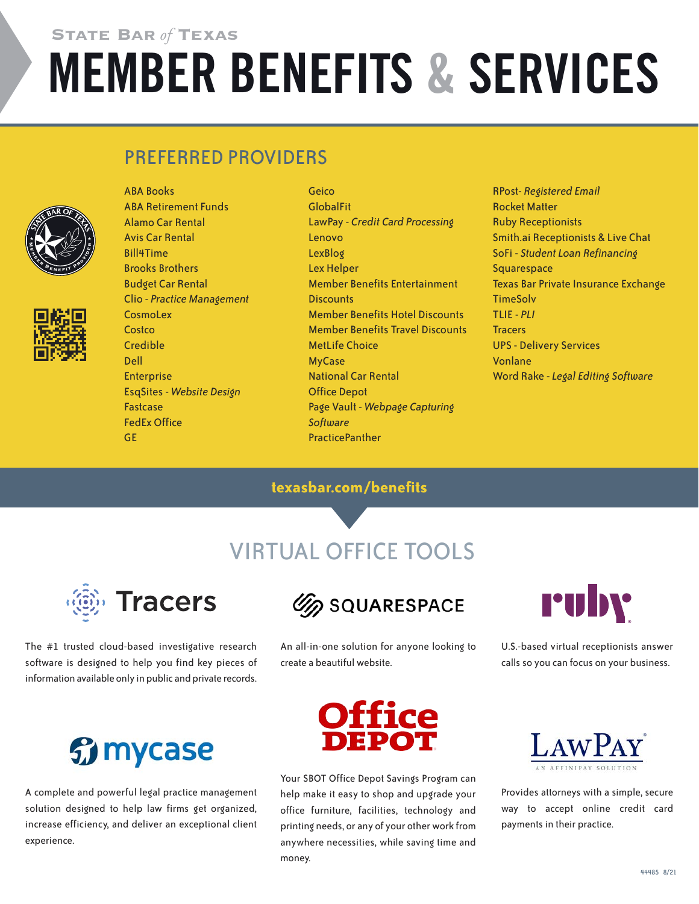State Bar *of* Texas

# MEMBER BENEFITS & SERVICES

## PREFERRED PROVIDERS

- ABA Books
- ABA Retirement Funds
- Alamo Car Rental
- Avis Car Rental
- Bill4Time
- Brooks Brothers
- Budget Car Rental
- Clio - *Practice Management*
- CosmoLex
- Costco
- Credible
- Dell
- Enterprise
- EsqSites - *Website Design*
- Fastcase
- FedEx Office
- GE
- Geico
- GlobalFit
- LawPay - *Credit Card Processing*
- Lenovo
- LexBlog
- Lex Helper
- Member Benefits Entertainment Discounts
- Member Benefits Hotel Discounts
- Member Benefits Travel Discounts
- MetLife Choice
- MyCase
- National Car Rental
- Office Depot
- Page Vault - *Webpage Capturing Software*
- PracticePanther
- RPost- *Registered Email*
- Rocket Matter
- Ruby Receptionists
- Smith.ai Receptionists & Live Chat
- SoFi - *Student Loan Refinancing*
- Squarespace
- Texas Bar Private Insurance Exchange
- TimeSolv
- TLIE - *PLI*
- Tracers
- UPS - Delivery Services
- Vonlane
- Word Rake - *Legal Editing Software*

**texasbar.com/benefits**

## VIRTUAL OFFICE TOOLS

**Tracers**

The #1 trusted cloud-based investigative research software is designed to help you find key pieces of information available only in public and private records.

**SQUARESPACE**

An all-in-one solution for anyone looking to create a beautiful website.

**ruby**

U.S.-based virtual receptionists answer calls so you can focus on your business.

**mycase**

A complete and powerful legal practice management solution designed to help law firms get organized, increase efficiency, and deliver an exceptional client experience.

**Office DEPOT**

Your SBOT Office Depot Savings Program can help make it easy to shop and upgrade your office furniture, facilities, technology and printing needs, or any of your other work from anywhere necessities, while saving time and money.

**LAWPAY** — AN AFFINIPAY SOLUTION

Provides attorneys with a simple, secure way to accept online credit card payments in their practice.

44485 8/21